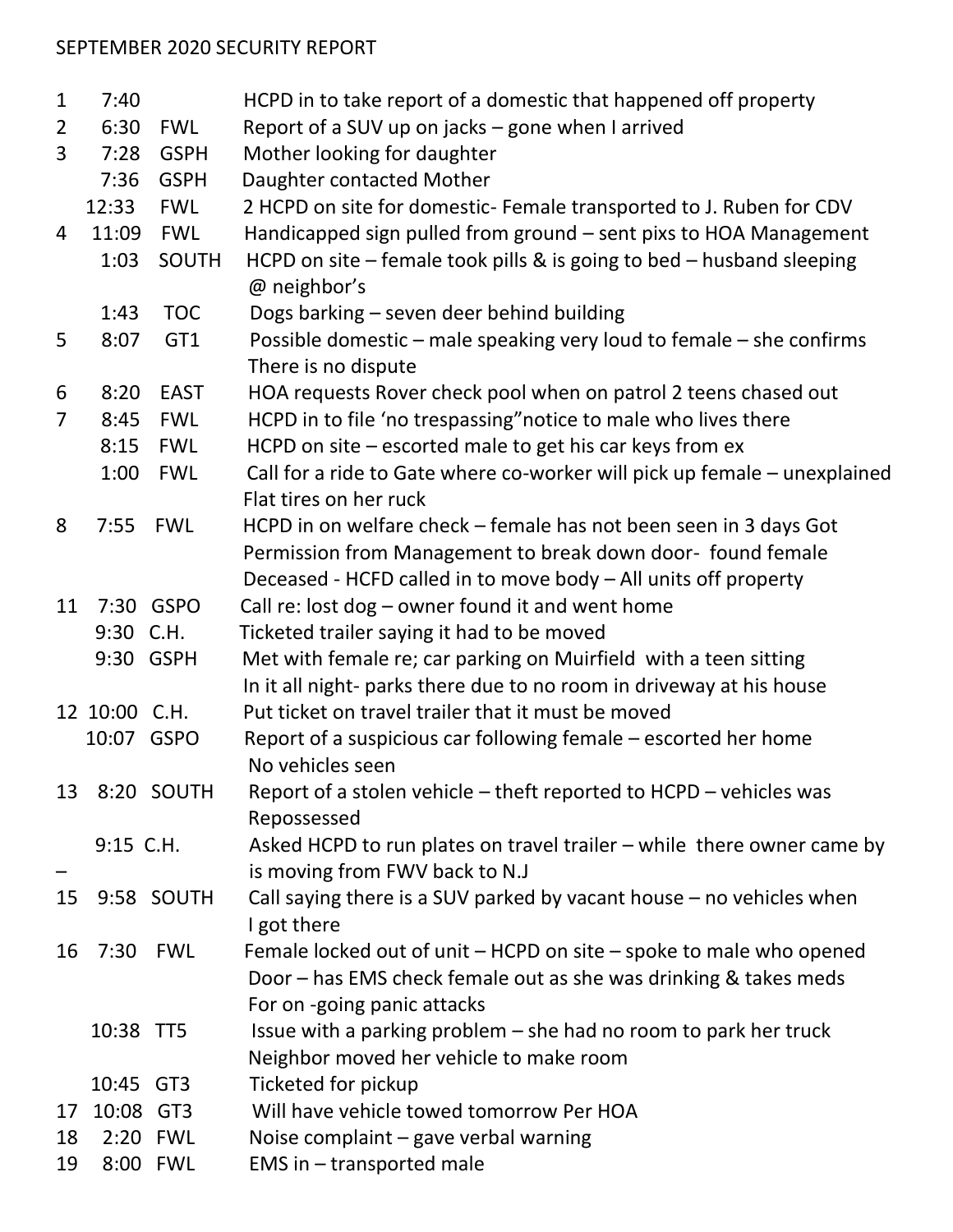SEPTEMBER 2020 SECURITY REPORT

| Day | Time | Location | Description |
| --- | --- | --- | --- |
| 1 | 7:40 | | HCPD in to take report of a domestic that happened off property |
| 2 | 6:30 | FWL | Report of a SUV up on jacks – gone when I arrived |
| 3 | 7:28 | GSPH | Mother looking for daughter |
| | 7:36 | GSPH | Daughter contacted Mother |
| | 12:33 | FWL | 2 HCPD on site for domestic- Female transported to J. Ruben for CDV |
| 4 | 11:09 | FWL | Handicapped sign pulled from ground – sent pixs to HOA Management |
| | 1:03 | SOUTH | HCPD on site – female took pills & is going to bed – husband sleeping @ neighbor's |
| | 1:43 | TOC | Dogs barking – seven deer behind building |
| 5 | 8:07 | GT1 | Possible domestic – male speaking very loud to female – she confirms There is no dispute |
| 6 | 8:20 | EAST | HOA requests Rover check pool when on patrol 2 teens chased out |
| 7 | 8:45 | FWL | HCPD in to file 'no trespassing"notice to male who lives there |
| | 8:15 | FWL | HCPD on site – escorted male to get his car keys from ex |
| | 1:00 | FWL | Call for a ride to Gate where co-worker will pick up female – unexplained Flat tires on her ruck |
| 8 | 7:55 | FWL | HCPD in on welfare check – female has not been seen in 3 days Got Permission from Management to break down door- found female Deceased - HCFD called in to move body – All units off property |
| 11 | 7:30 | GSPO | Call re: lost dog – owner found it and went home |
| | 9:30 | C.H. | Ticketed trailer saying it had to be moved |
| | 9:30 | GSPH | Met with female re; car parking on Muirfield with a teen sitting In it all night- parks there due to no room in driveway at his house |
| 12 | 10:00 | C.H. | Put ticket on travel trailer that it must be moved |
| | 10:07 | GSPO | Report of a suspicious car following female – escorted her home No vehicles seen |
| 13 | 8:20 | SOUTH | Report of a stolen vehicle – theft reported to HCPD – vehicles was Repossessed |
| – | 9:15 | C.H. | Asked HCPD to run plates on travel trailer – while there owner came by is moving from FWV back to N.J |
| 15 | 9:58 | SOUTH | Call saying there is a SUV parked by vacant house – no vehicles when I got there |
| 16 | 7:30 | FWL | Female locked out of unit – HCPD on site – spoke to male who opened Door – has EMS check female out as she was drinking & takes meds For on -going panic attacks |
| | 10:38 | TT5 | Issue with a parking problem – she had no room to park her truck Neighbor moved her vehicle to make room |
| | 10:45 | GT3 | Ticketed for pickup |
| 17 | 10:08 | GT3 | Will have vehicle towed tomorrow Per HOA |
| 18 | 2:20 | FWL | Noise complaint – gave verbal warning |
| 19 | 8:00 | FWL | EMS in – transported male |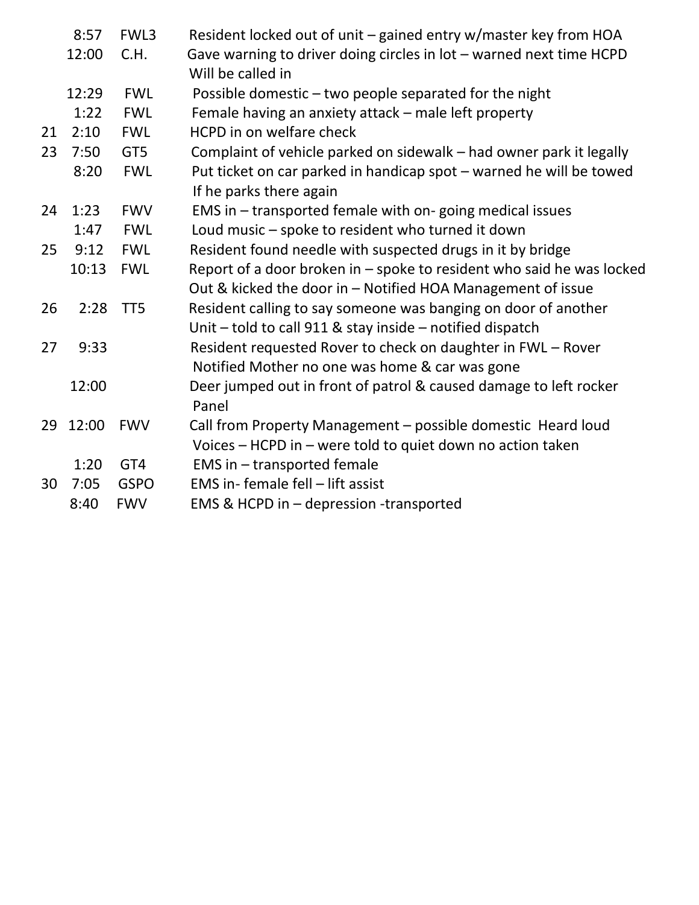| | | | |
|---|---|---|---|
| | 8:57 | FWL3 | Resident locked out of unit – gained entry w/master key from HOA |
| | 12:00 | C.H. | Gave warning to driver doing circles in lot – warned next time HCPD Will be called in |
| | 12:29 | FWL | Possible domestic – two people separated for the night |
| | 1:22 | FWL | Female having an anxiety attack – male left property |
| 21 | 2:10 | FWL | HCPD in on welfare check |
| 23 | 7:50 | GT5 | Complaint of vehicle parked on sidewalk – had owner park it legally |
| | 8:20 | FWL | Put ticket on car parked in handicap spot – warned he will be towed If he parks there again |
| 24 | 1:23 | FWV | EMS in – transported female with on- going medical issues |
| | 1:47 | FWL | Loud music – spoke to resident who turned it down |
| 25 | 9:12 | FWL | Resident found needle with suspected drugs in it by bridge |
| | 10:13 | FWL | Report of a door broken in – spoke to resident who said he was locked Out & kicked the door in – Notified HOA Management of issue |
| 26 | 2:28 | TT5 | Resident calling to say someone was banging on door of another Unit – told to call 911 & stay inside – notified dispatch |
| 27 | 9:33 | | Resident requested Rover to check on daughter in FWL – Rover Notified Mother no one was home & car was gone |
| | 12:00 | | Deer jumped out in front of patrol & caused damage to left rocker Panel |
| 29 | 12:00 | FWV | Call from Property Management – possible domestic Heard loud Voices – HCPD in – were told to quiet down no action taken |
| | 1:20 | GT4 | EMS in – transported female |
| 30 | 7:05 | GSPO | EMS in- female fell – lift assist |
| | 8:40 | FWV | EMS & HCPD in – depression -transported |